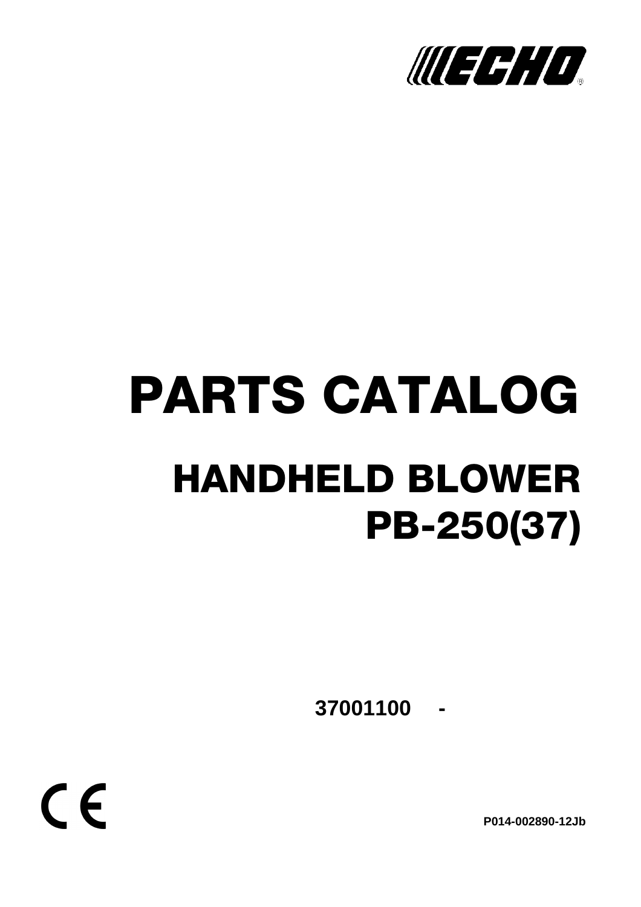ECHO®

# PARTS CATALOG

## HANDHELD BLOWER
## PB-250(37)

**37001100 -**

CE

**P014-002890-12Jb**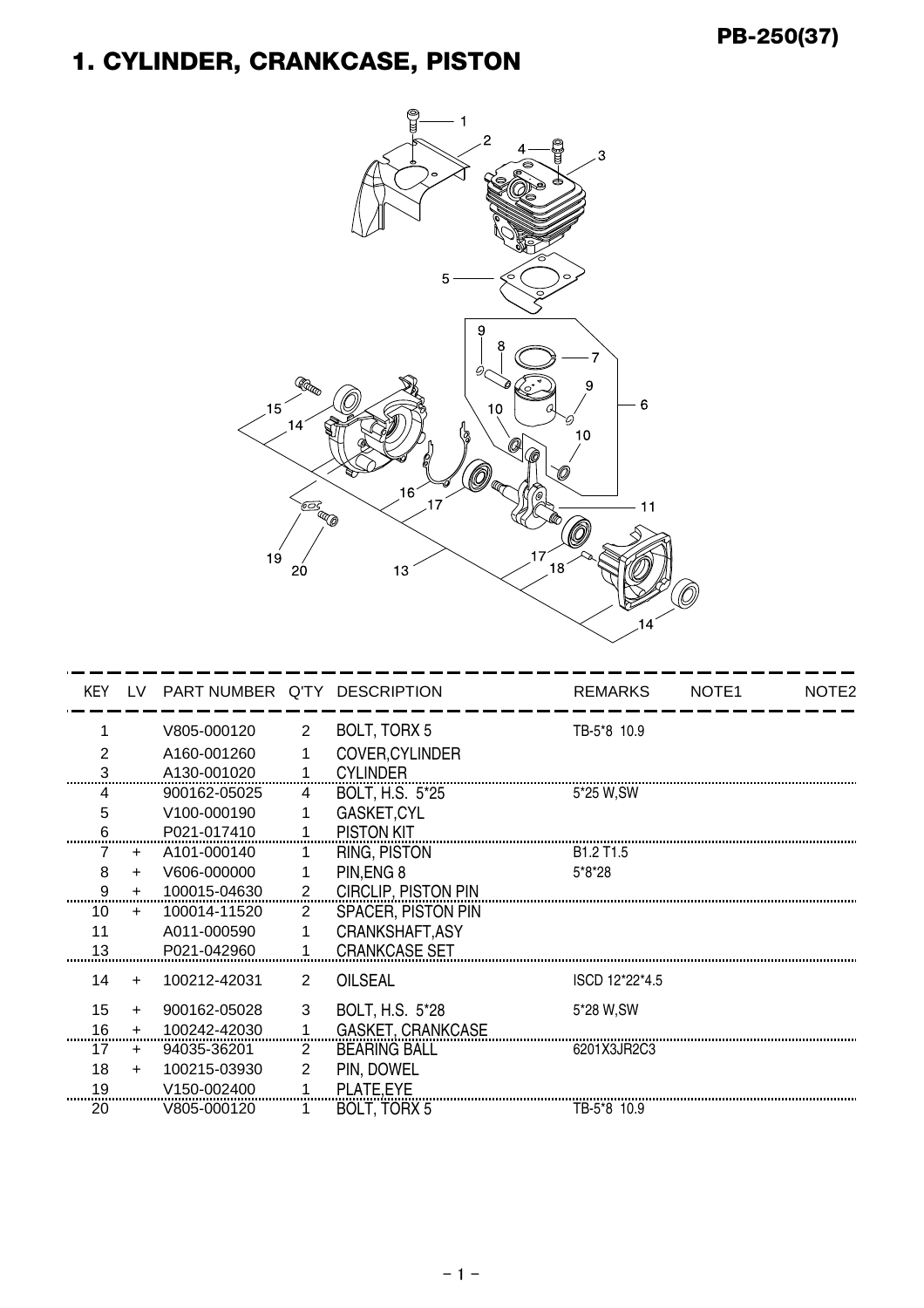# 1. CYLINDER, CRANKCASE, PISTON

| KEY | LV | PART NUMBER | Q'TY | DESCRIPTION | REMARKS | NOTE1 | NOTE2 |
|---|---|---|---|---|---|---|---|
| 1 | | V805-000120 | 2 | BOLT, TORX 5 | TB-5*8 10.9 | | |
| 2 | | A160-001260 | 1 | COVER,CYLINDER | | | |
| 3 | | A130-001020 | 1 | CYLINDER | | | |
| 4 | | 900162-05025 | 4 | BOLT, H.S. 5*25 | 5*25 W,SW | | |
| 5 | | V100-000190 | 1 | GASKET,CYL | | | |
| 6 | | P021-017410 | 1 | PISTON KIT | | | |
| 7 | + | A101-000140 | 1 | RING, PISTON | B1.2 T1.5 | | |
| 8 | + | V606-000000 | 1 | PIN,ENG 8 | 5*8*28 | | |
| 9 | + | 100015-04630 | 2 | CIRCLIP, PISTON PIN | | | |
| 10 | + | 100014-11520 | 2 | SPACER, PISTON PIN | | | |
| 11 | | A011-000590 | 1 | CRANKSHAFT,ASY | | | |
| 13 | | P021-042960 | 1 | CRANKCASE SET | | | |
| 14 | + | 100212-42031 | 2 | OILSEAL | ISCD 12*22*4.5 | | |
| 15 | + | 900162-05028 | 3 | BOLT, H.S. 5*28 | 5*28 W,SW | | |
| 16 | + | 100242-42030 | 1 | GASKET, CRANKCASE | | | |
| 17 | + | 94035-36201 | 2 | BEARING BALL | 6201X3JR2C3 | | |
| 18 | + | 100215-03930 | 2 | PIN, DOWEL | | | |
| 19 | | V150-002400 | 1 | PLATE,EYE | | | |
| 20 | | V805-000120 | 1 | BOLT, TORX 5 | TB-5*8 10.9 | | |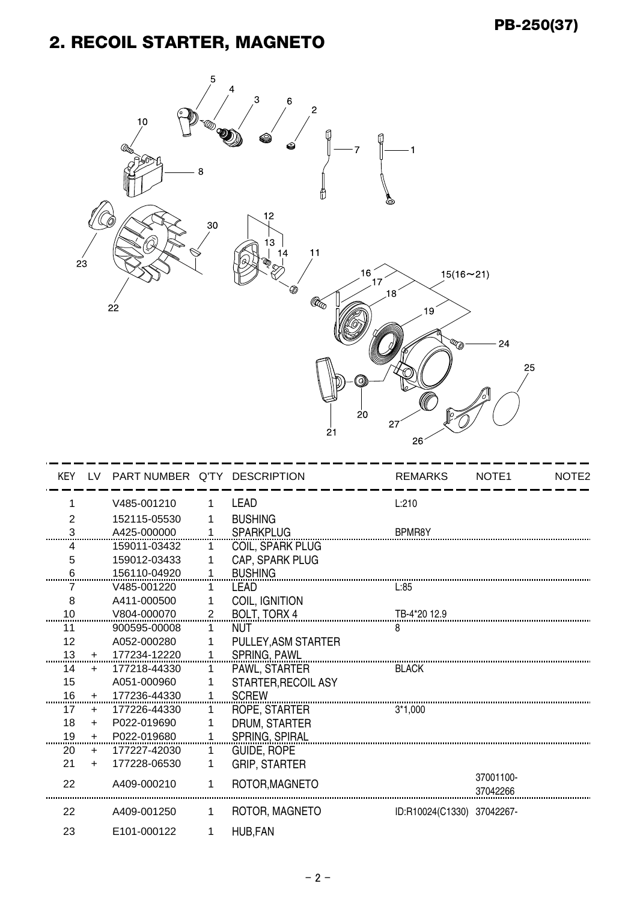## 2. RECOIL STARTER, MAGNETO

| KEY | LV | PART NUMBER | Q'TY | DESCRIPTION | REMARKS | NOTE1 | NOTE2 |
|---|---|---|---|---|---|---|---|
| 1 | | V485-001210 | 1 | LEAD | L:210 | | |
| 2 | | 152115-05530 | 1 | BUSHING | | | |
| 3 | | A425-000000 | 1 | SPARKPLUG | BPMR8Y | | |
| 4 | | 159011-03432 | 1 | COIL, SPARK PLUG | | | |
| 5 | | 159012-03433 | 1 | CAP, SPARK PLUG | | | |
| 6 | | 156110-04920 | 1 | BUSHING | | | |
| 7 | | V485-001220 | 1 | LEAD | L:85 | | |
| 8 | | A411-000500 | 1 | COIL, IGNITION | | | |
| 10 | | V804-000070 | 2 | BOLT, TORX 4 | TB-4*20 12.9 | | |
| 11 | | 900595-00008 | 1 | NUT | 8 | | |
| 12 | | A052-000280 | 1 | PULLEY,ASM STARTER | | | |
| 13 | + | 177234-12220 | 1 | SPRING, PAWL | | | |
| 14 | + | 177218-44330 | 1 | PAWL, STARTER | BLACK | | |
| 15 | | A051-000960 | 1 | STARTER,RECOIL ASY | | | |
| 16 | + | 177236-44330 | 1 | SCREW | | | |
| 17 | + | 177226-44330 | 1 | ROPE, STARTER | 3*1,000 | | |
| 18 | + | P022-019690 | 1 | DRUM, STARTER | | | |
| 19 | + | P022-019680 | 1 | SPRING, SPIRAL | | | |
| 20 | + | 177227-42030 | 1 | GUIDE, ROPE | | | |
| 21 | + | 177228-06530 | 1 | GRIP, STARTER | | | |
| 22 | | A409-000210 | 1 | ROTOR,MAGNETO | | 37001100-37042266 | |
| 22 | | A409-001250 | 1 | ROTOR, MAGNETO | ID:R10024(C1330) | 37042267- | |
| 23 | | E101-000122 | 1 | HUB,FAN | | | |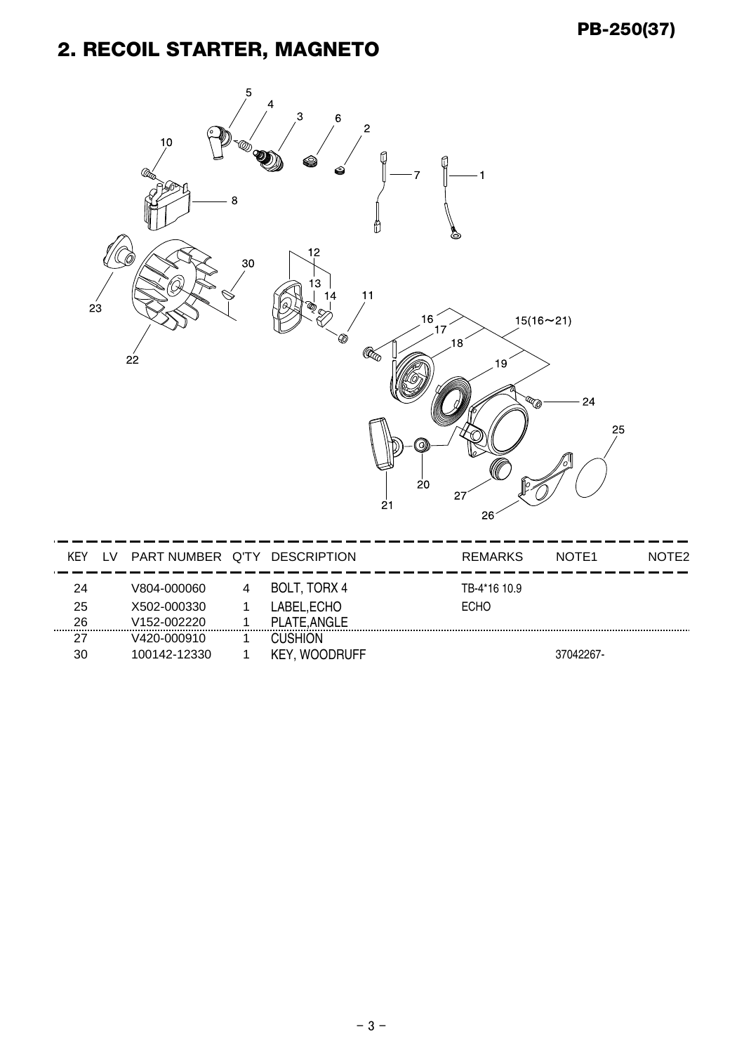## 2. RECOIL STARTER, MAGNETO

| KEY | LV | PART NUMBER | Q'TY | DESCRIPTION | REMARKS | NOTE1 | NOTE2 |
|---|---|---|---|---|---|---|---|
| 24 | | V804-000060 | 4 | BOLT, TORX 4 | TB-4*16 10.9 | | |
| 25 | | X502-000330 | 1 | LABEL,ECHO | ECHO | | |
| 26 | | V152-002220 | 1 | PLATE,ANGLE | | | |
| 27 | | V420-000910 | 1 | CUSHION | | | |
| 30 | | 100142-12330 | 1 | KEY, WOODRUFF | | 37042267- | |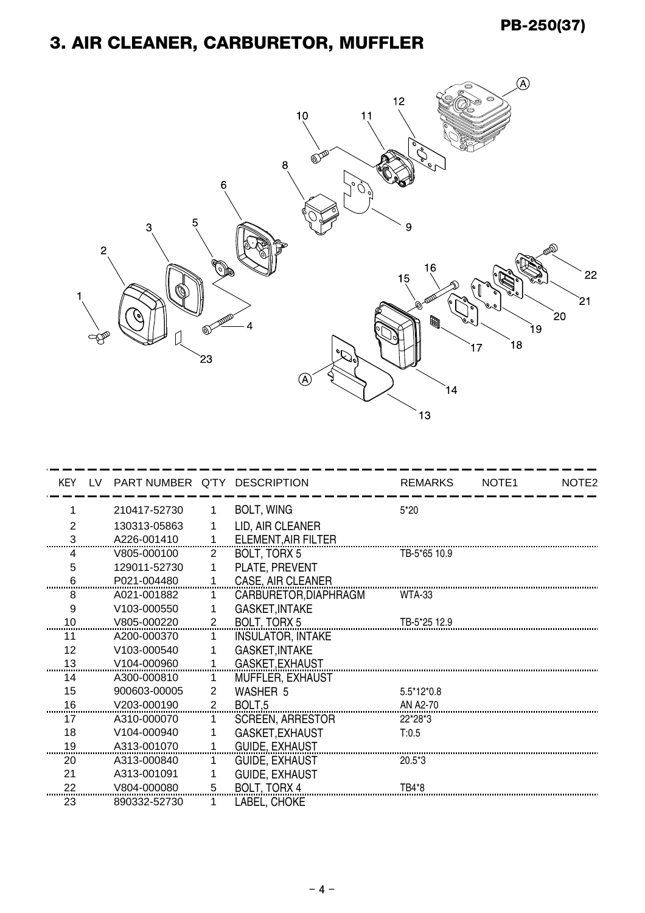# 3. AIR CLEANER, CARBURETOR, MUFFLER

| KEY | LV | PART NUMBER | Q'TY | DESCRIPTION | REMARKS | NOTE1 | NOTE2 |
|---|---|---|---|---|---|---|---|
| 1 | | 210417-52730 | 1 | BOLT, WING | 5*20 | | |
| 2 | | 130313-05863 | 1 | LID, AIR CLEANER | | | |
| 3 | | A226-001410 | 1 | ELEMENT,AIR FILTER | | | |
| 4 | | V805-000100 | 2 | BOLT, TORX 5 | TB-5*65 10.9 | | |
| 5 | | 129011-52730 | 1 | PLATE, PREVENT | | | |
| 6 | | P021-004480 | 1 | CASE, AIR CLEANER | | | |
| 8 | | A021-001882 | 1 | CARBURETOR,DIAPHRAGM | WTA-33 | | |
| 9 | | V103-000550 | 1 | GASKET,INTAKE | | | |
| 10 | | V805-000220 | 2 | BOLT, TORX 5 | TB-5*25 12.9 | | |
| 11 | | A200-000370 | 1 | INSULATOR, INTAKE | | | |
| 12 | | V103-000540 | 1 | GASKET,INTAKE | | | |
| 13 | | V104-000960 | 1 | GASKET,EXHAUST | | | |
| 14 | | A300-000810 | 1 | MUFFLER, EXHAUST | | | |
| 15 | | 900603-00005 | 2 | WASHER 5 | 5.5*12*0.8 | | |
| 16 | | V203-000190 | 2 | BOLT,5 | AN A2-70 | | |
| 17 | | A310-000070 | 1 | SCREEN, ARRESTOR | 22*28*3 | | |
| 18 | | V104-000940 | 1 | GASKET,EXHAUST | T:0.5 | | |
| 19 | | A313-001070 | 1 | GUIDE, EXHAUST | | | |
| 20 | | A313-000840 | 1 | GUIDE, EXHAUST | 20.5*3 | | |
| 21 | | A313-001091 | 1 | GUIDE, EXHAUST | | | |
| 22 | | V804-000080 | 5 | BOLT, TORX 4 | TB4*8 | | |
| 23 | | 890332-52730 | 1 | LABEL, CHOKE | | | |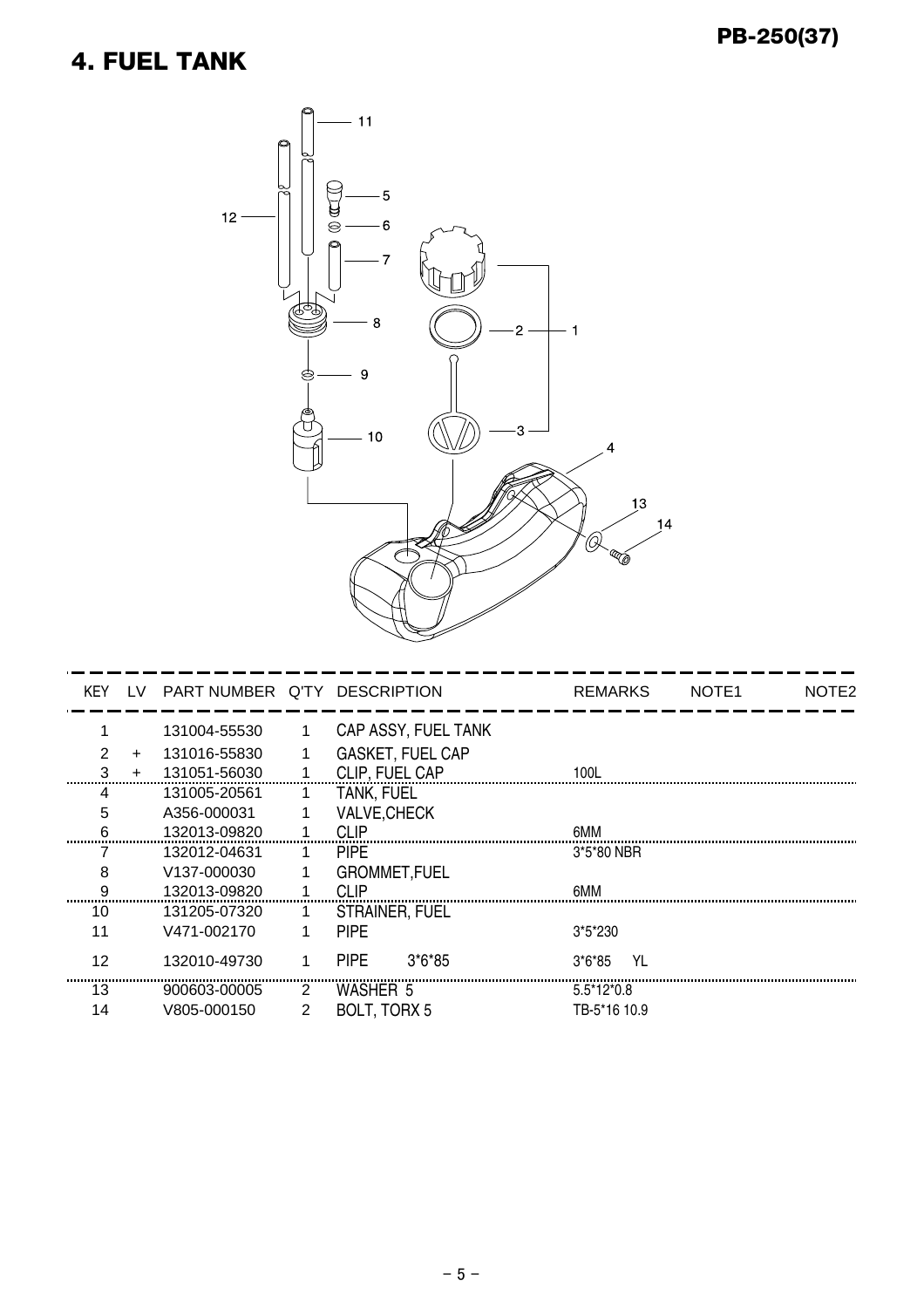# 4. FUEL TANK

| KEY | LV | PART NUMBER | Q'TY | DESCRIPTION | REMARKS | NOTE1 | NOTE2 |
|---|---|---|---|---|---|---|---|
| 1 | | 131004-55530 | 1 | CAP ASSY, FUEL TANK | | | |
| 2 | + | 131016-55830 | 1 | GASKET, FUEL CAP | | | |
| 3 | + | 131051-56030 | 1 | CLIP, FUEL CAP | 100L | | |
| 4 | | 131005-20561 | 1 | TANK, FUEL | | | |
| 5 | | A356-000031 | 1 | VALVE,CHECK | | | |
| 6 | | 132013-09820 | 1 | CLIP | 6MM | | |
| 7 | | 132012-04631 | 1 | PIPE | 3*5*80 NBR | | |
| 8 | | V137-000030 | 1 | GROMMET,FUEL | | | |
| 9 | | 132013-09820 | 1 | CLIP | 6MM | | |
| 10 | | 131205-07320 | 1 | STRAINER, FUEL | | | |
| 11 | | V471-002170 | 1 | PIPE | 3*5*230 | | |
| 12 | | 132010-49730 | 1 | PIPE 3*6*85 | 3*6*85 YL | | |
| 13 | | 900603-00005 | 2 | WASHER 5 | 5.5*12*0.8 | | |
| 14 | | V805-000150 | 2 | BOLT, TORX 5 | TB-5*16 10.9 | | |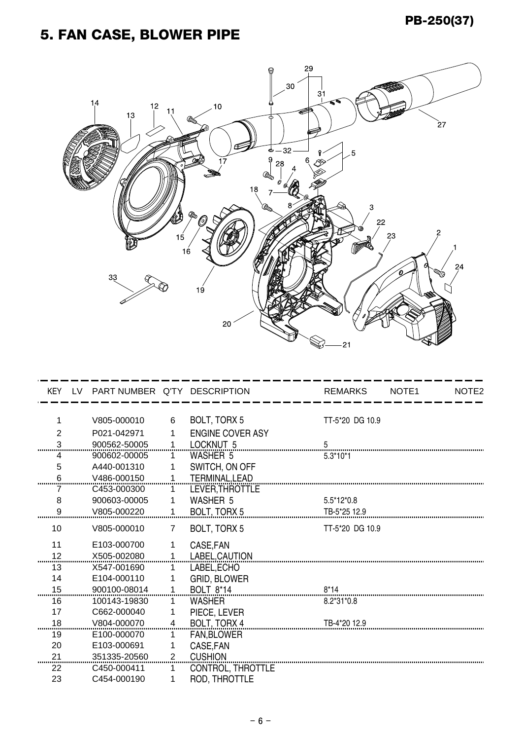# 5. FAN CASE, BLOWER PIPE

| KEY | LV | PART NUMBER | Q'TY | DESCRIPTION | REMARKS | NOTE1 | NOTE2 |
|---|---|---|---|---|---|---|---|
| 1 | | V805-000010 | 6 | BOLT, TORX 5 | TT-5*20 DG 10.9 | | |
| 2 | | P021-042971 | 1 | ENGINE COVER ASY | | | |
| 3 | | 900562-50005 | 1 | LOCKNUT 5 | 5 | | |
| 4 | | 900602-00005 | 1 | WASHER 5 | 5.3*10*1 | | |
| 5 | | A440-001310 | 1 | SWITCH, ON OFF | | | |
| 6 | | V486-000150 | 1 | TERMINAL,LEAD | | | |
| 7 | | C453-000300 | 1 | LEVER,THROTTLE | | | |
| 8 | | 900603-00005 | 1 | WASHER 5 | 5.5*12*0.8 | | |
| 9 | | V805-000220 | 1 | BOLT, TORX 5 | TB-5*25 12.9 | | |
| 10 | | V805-000010 | 7 | BOLT, TORX 5 | TT-5*20 DG 10.9 | | |
| 11 | | E103-000700 | 1 | CASE,FAN | | | |
| 12 | | X505-002080 | 1 | LABEL,CAUTION | | | |
| 13 | | X547-001690 | 1 | LABEL,ECHO | | | |
| 14 | | E104-000110 | 1 | GRID, BLOWER | | | |
| 15 | | 900100-08014 | 1 | BOLT 8*14 | 8*14 | | |
| 16 | | 100143-19830 | 1 | WASHER | 8.2*31*0.8 | | |
| 17 | | C662-000040 | 1 | PIECE, LEVER | | | |
| 18 | | V804-000070 | 4 | BOLT, TORX 4 | TB-4*20 12.9 | | |
| 19 | | E100-000070 | 1 | FAN,BLOWER | | | |
| 20 | | E103-000691 | 1 | CASE,FAN | | | |
| 21 | | 351335-20560 | 2 | CUSHION | | | |
| 22 | | C450-000411 | 1 | CONTROL, THROTTLE | | | |
| 23 | | C454-000190 | 1 | ROD, THROTTLE | | | |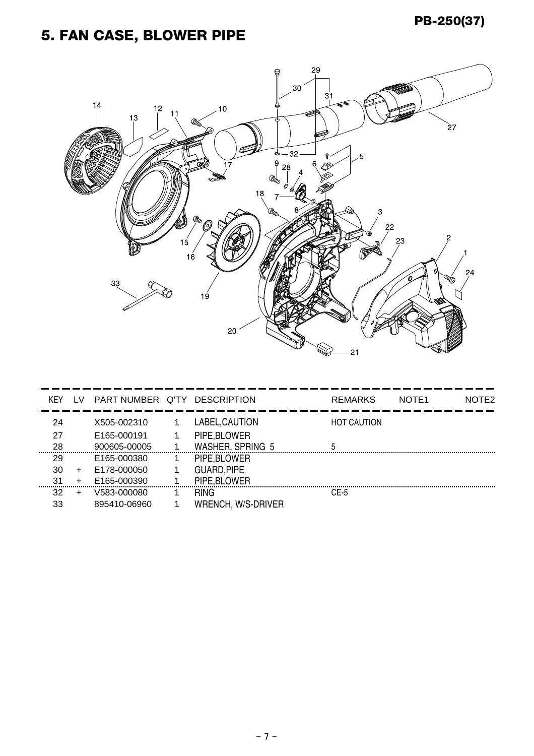# 5. FAN CASE, BLOWER PIPE

| KEY | LV | PART NUMBER | Q'TY | DESCRIPTION | REMARKS | NOTE1 | NOTE2 |
|---|---|---|---|---|---|---|---|
| 24 | | X505-002310 | 1 | LABEL,CAUTION | HOT CAUTION | | |
| 27 | | E165-000191 | 1 | PIPE,BLOWER | | | |
| 28 | | 900605-00005 | 1 | WASHER, SPRING 5 | 5 | | |
| 29 | | E165-000380 | 1 | PIPE,BLOWER | | | |
| 30 | + | E178-000050 | 1 | GUARD,PIPE | | | |
| 31 | + | E165-000390 | 1 | PIPE,BLOWER | | | |
| 32 | + | V583-000080 | 1 | RING | CE-5 | | |
| 33 | | 895410-06960 | 1 | WRENCH, W/S-DRIVER | | | |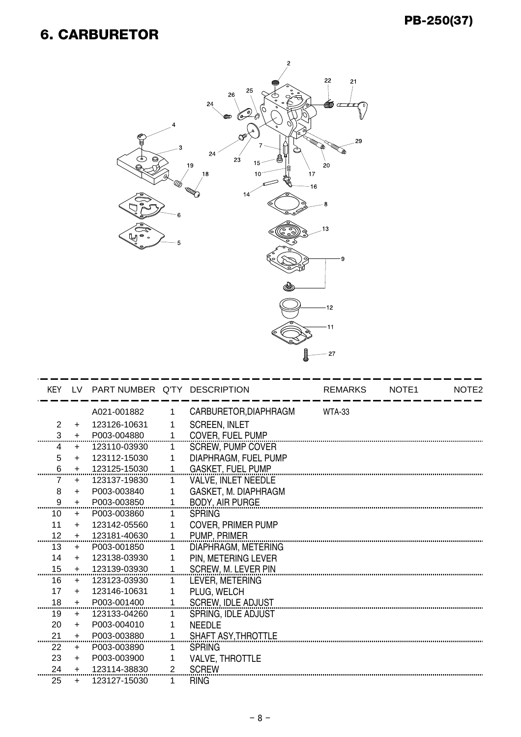## 6. CARBURETOR

| KEY | LV | PART NUMBER | Q'TY | DESCRIPTION | REMARKS | NOTE1 | NOTE2 |
|---|---|---|---|---|---|---|---|
| | | A021-001882 | 1 | CARBURETOR,DIAPHRAGM | WTA-33 | | |
| 2 | + | 123126-10631 | 1 | SCREEN, INLET | | | |
| 3 | + | P003-004880 | 1 | COVER, FUEL PUMP | | | |
| 4 | + | 123110-03930 | 1 | SCREW, PUMP COVER | | | |
| 5 | + | 123112-15030 | 1 | DIAPHRAGM, FUEL PUMP | | | |
| 6 | + | 123125-15030 | 1 | GASKET, FUEL PUMP | | | |
| 7 | + | 123137-19830 | 1 | VALVE, INLET NEEDLE | | | |
| 8 | + | P003-003840 | 1 | GASKET, M. DIAPHRAGM | | | |
| 9 | + | P003-003850 | 1 | BODY, AIR PURGE | | | |
| 10 | + | P003-003860 | 1 | SPRING | | | |
| 11 | + | 123142-05560 | 1 | COVER, PRIMER PUMP | | | |
| 12 | + | 123181-40630 | 1 | PUMP, PRIMER | | | |
| 13 | + | P003-001850 | 1 | DIAPHRAGM, METERING | | | |
| 14 | + | 123138-03930 | 1 | PIN, METERING LEVER | | | |
| 15 | + | 123139-03930 | 1 | SCREW, M. LEVER PIN | | | |
| 16 | + | 123123-03930 | 1 | LEVER, METERING | | | |
| 17 | + | 123146-10631 | 1 | PLUG, WELCH | | | |
| 18 | + | P003-001400 | 1 | SCREW, IDLE ADJUST | | | |
| 19 | + | 123133-04260 | 1 | SPRING, IDLE ADJUST | | | |
| 20 | + | P003-004010 | 1 | NEEDLE | | | |
| 21 | + | P003-003880 | 1 | SHAFT ASY,THROTTLE | | | |
| 22 | + | P003-003890 | 1 | SPRING | | | |
| 23 | + | P003-003900 | 1 | VALVE, THROTTLE | | | |
| 24 | + | 123114-38830 | 2 | SCREW | | | |
| 25 | + | 123127-15030 | 1 | RING | | | |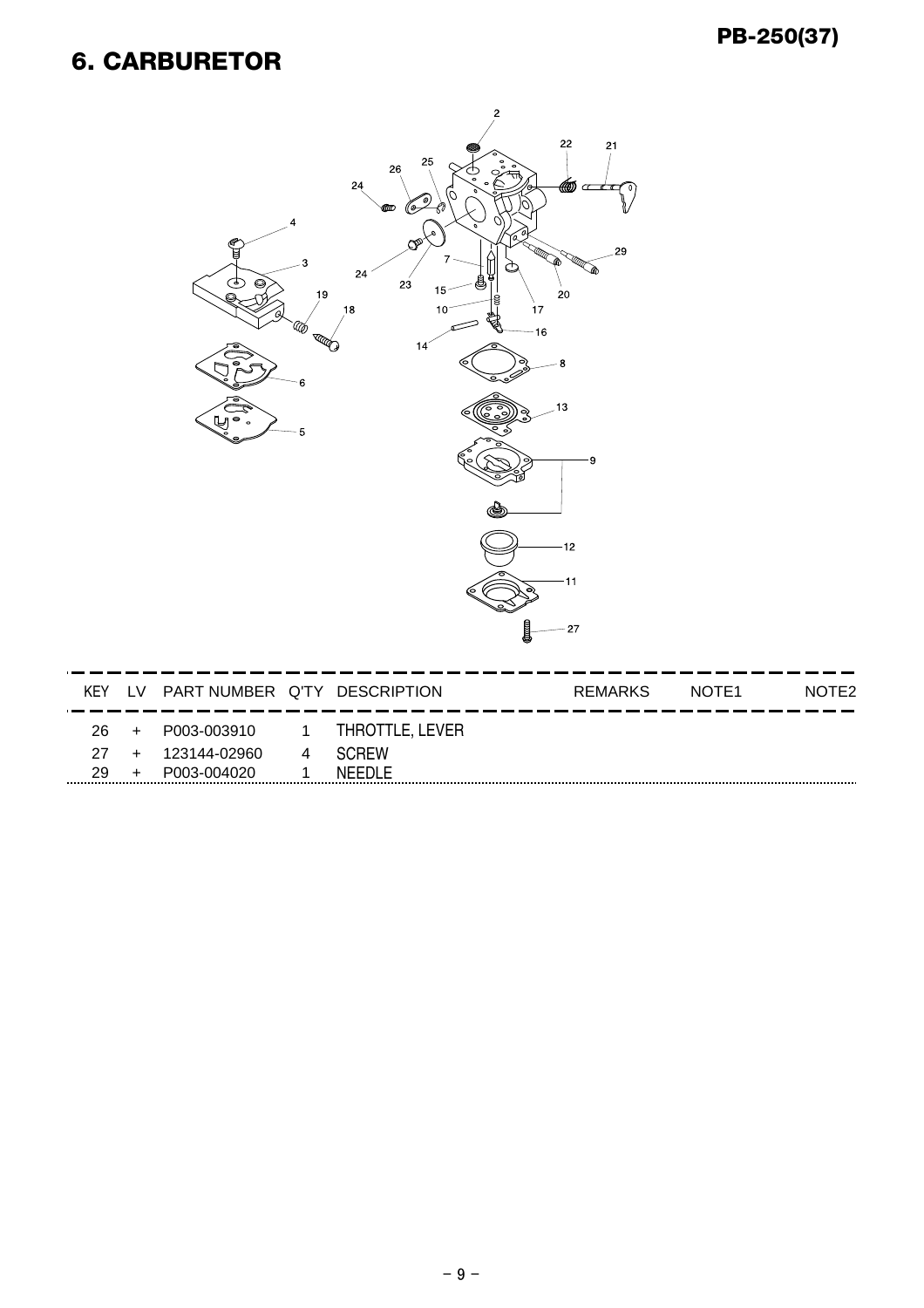## 6. CARBURETOR

| KEY | LV | PART NUMBER | Q'TY | DESCRIPTION | REMARKS | NOTE1 | NOTE2 |
|---|---|---|---|---|---|---|---|
| 26 | + | P003-003910 | 1 | THROTTLE, LEVER | | | |
| 27 | + | 123144-02960 | 4 | SCREW | | | |
| 29 | + | P003-004020 | 1 | NEEDLE | | | |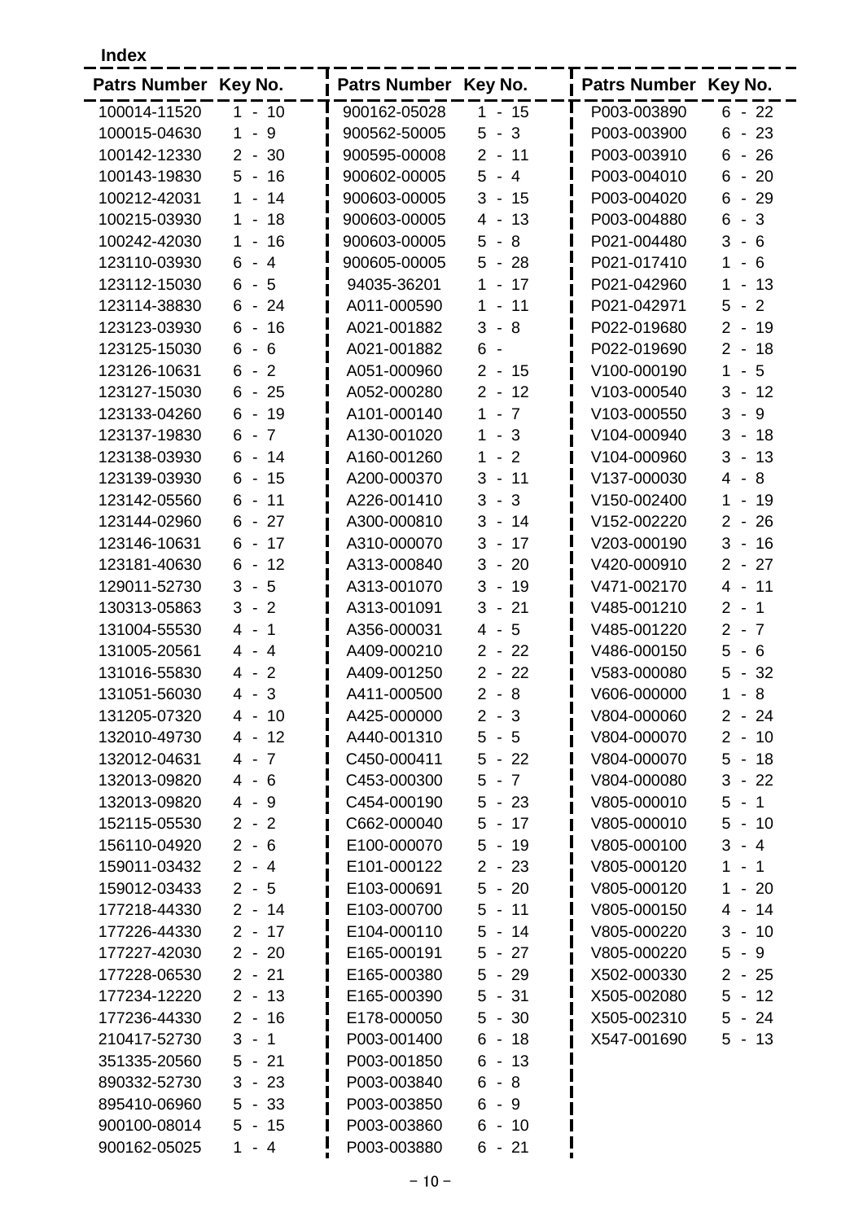**Index**

| Patrs Number | Key No. | Patrs Number | Key No. | Patrs Number | Key No. |
|---|---|---|---|---|---|
| 100014-11520 | 1 - 10 | 900162-05028 | 1 - 15 | P003-003890 | 6 - 22 |
| 100015-04630 | 1 - 9 | 900562-50005 | 5 - 3 | P003-003900 | 6 - 23 |
| 100142-12330 | 2 - 30 | 900595-00008 | 2 - 11 | P003-003910 | 6 - 26 |
| 100143-19830 | 5 - 16 | 900602-00005 | 5 - 4 | P003-004010 | 6 - 20 |
| 100212-42031 | 1 - 14 | 900603-00005 | 3 - 15 | P003-004020 | 6 - 29 |
| 100215-03930 | 1 - 18 | 900603-00005 | 4 - 13 | P003-004880 | 6 - 3 |
| 100242-42030 | 1 - 16 | 900603-00005 | 5 - 8 | P021-004480 | 3 - 6 |
| 123110-03930 | 6 - 4 | 900605-00005 | 5 - 28 | P021-017410 | 1 - 6 |
| 123112-15030 | 6 - 5 | 94035-36201 | 1 - 17 | P021-042960 | 1 - 13 |
| 123114-38830 | 6 - 24 | A011-000590 | 1 - 11 | P021-042971 | 5 - 2 |
| 123123-03930 | 6 - 16 | A021-001882 | 3 - 8 | P022-019680 | 2 - 19 |
| 123125-15030 | 6 - 6 | A021-001882 | 6 - | P022-019690 | 2 - 18 |
| 123126-10631 | 6 - 2 | A051-000960 | 2 - 15 | V100-000190 | 1 - 5 |
| 123127-15030 | 6 - 25 | A052-000280 | 2 - 12 | V103-000540 | 3 - 12 |
| 123133-04260 | 6 - 19 | A101-000140 | 1 - 7 | V103-000550 | 3 - 9 |
| 123137-19830 | 6 - 7 | A130-001020 | 1 - 3 | V104-000940 | 3 - 18 |
| 123138-03930 | 6 - 14 | A160-001260 | 1 - 2 | V104-000960 | 3 - 13 |
| 123139-03930 | 6 - 15 | A200-000370 | 3 - 11 | V137-000030 | 4 - 8 |
| 123142-05560 | 6 - 11 | A226-001410 | 3 - 3 | V150-002400 | 1 - 19 |
| 123144-02960 | 6 - 27 | A300-000810 | 3 - 14 | V152-002220 | 2 - 26 |
| 123146-10631 | 6 - 17 | A310-000070 | 3 - 17 | V203-000190 | 3 - 16 |
| 123181-40630 | 6 - 12 | A313-000840 | 3 - 20 | V420-000910 | 2 - 27 |
| 129011-52730 | 3 - 5 | A313-001070 | 3 - 19 | V471-002170 | 4 - 11 |
| 130313-05863 | 3 - 2 | A313-001091 | 3 - 21 | V485-001210 | 2 - 1 |
| 131004-55530 | 4 - 1 | A356-000031 | 4 - 5 | V485-001220 | 2 - 7 |
| 131005-20561 | 4 - 4 | A409-000210 | 2 - 22 | V486-000150 | 5 - 6 |
| 131016-55830 | 4 - 2 | A409-001250 | 2 - 22 | V583-000080 | 5 - 32 |
| 131051-56030 | 4 - 3 | A411-000500 | 2 - 8 | V606-000000 | 1 - 8 |
| 131205-07320 | 4 - 10 | A425-000000 | 2 - 3 | V804-000060 | 2 - 24 |
| 132010-49730 | 4 - 12 | A440-001310 | 5 - 5 | V804-000070 | 2 - 10 |
| 132012-04631 | 4 - 7 | C450-000411 | 5 - 22 | V804-000070 | 5 - 18 |
| 132013-09820 | 4 - 6 | C453-000300 | 5 - 7 | V804-000080 | 3 - 22 |
| 132013-09820 | 4 - 9 | C454-000190 | 5 - 23 | V805-000010 | 5 - 1 |
| 152115-05530 | 2 - 2 | C662-000040 | 5 - 17 | V805-000010 | 5 - 10 |
| 156110-04920 | 2 - 6 | E100-000070 | 5 - 19 | V805-000100 | 3 - 4 |
| 159011-03432 | 2 - 4 | E101-000122 | 2 - 23 | V805-000120 | 1 - 1 |
| 159012-03433 | 2 - 5 | E103-000691 | 5 - 20 | V805-000120 | 1 - 20 |
| 177218-44330 | 2 - 14 | E103-000700 | 5 - 11 | V805-000150 | 4 - 14 |
| 177226-44330 | 2 - 17 | E104-000110 | 5 - 14 | V805-000220 | 3 - 10 |
| 177227-42030 | 2 - 20 | E165-000191 | 5 - 27 | V805-000220 | 5 - 9 |
| 177228-06530 | 2 - 21 | E165-000380 | 5 - 29 | X502-000330 | 2 - 25 |
| 177234-12220 | 2 - 13 | E165-000390 | 5 - 31 | X505-002080 | 5 - 12 |
| 177236-44330 | 2 - 16 | E178-000050 | 5 - 30 | X505-002310 | 5 - 24 |
| 210417-52730 | 3 - 1 | P003-001400 | 6 - 18 | X547-001690 | 5 - 13 |
| 351335-20560 | 5 - 21 | P003-001850 | 6 - 13 | | |
| 890332-52730 | 3 - 23 | P003-003840 | 6 - 8 | | |
| 895410-06960 | 5 - 33 | P003-003850 | 6 - 9 | | |
| 900100-08014 | 5 - 15 | P003-003860 | 6 - 10 | | |
| 900162-05025 | 1 - 4 | P003-003880 | 6 - 21 | | |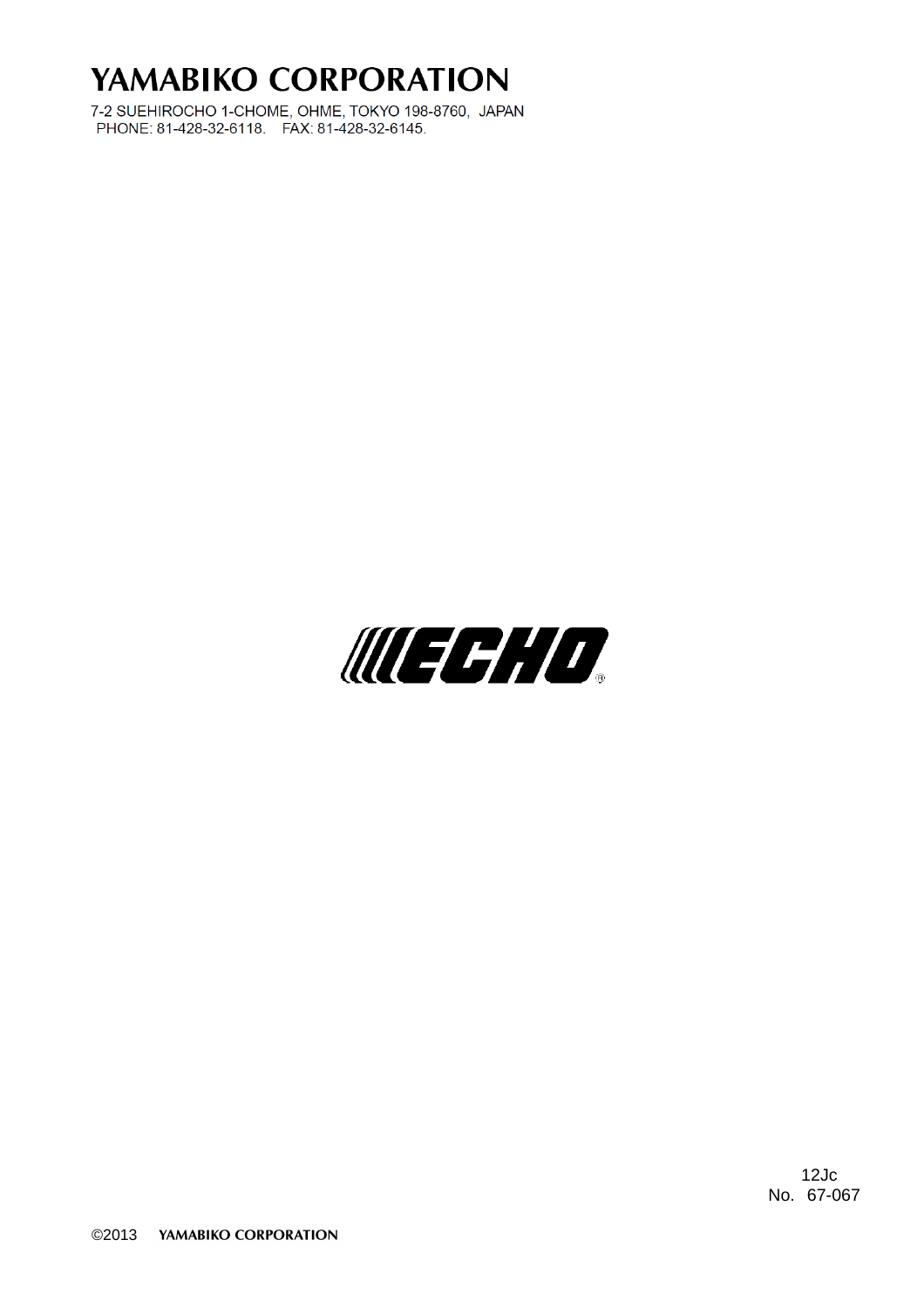# YAMABIKO CORPORATION

7-2 SUEHIROCHO 1-CHOME, OHME, TOKYO 198-8760, JAPAN
PHONE: 81-428-32-6118. FAX: 81-428-32-6145.

ECHO®

12Jc
No. 67-067

©2013 YAMABIKO CORPORATION